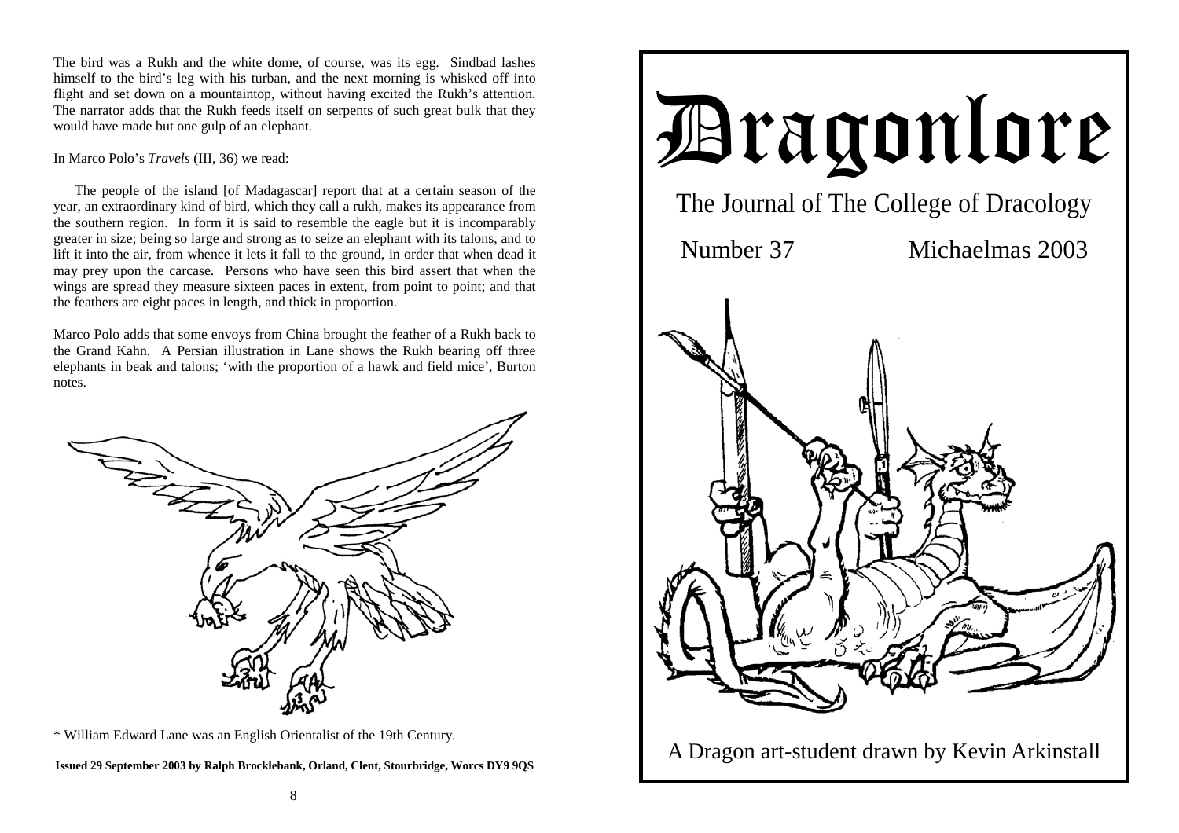The bird was a Rukh and the white dome, of course, was its egg. Sindbad lashes himself to the bird's leg with his turban, and the next morning is whisked off into flight and set down on a mountaintop, without having excited the Rukh's attention. The narrator adds that the Rukh feeds itself on serpents of such great bulk that they would have made but one gulp of an elephant.

In Marco Polo's *Travels* (III, 36) we read:

> The people of the island [of Madagascar] report that at a certain season of the year, an extraordinary kind of bird, which they call a rukh, makes its appearance from the southern region. In form it is said to resemble the eagle but it is incomparably greater in size; being so large and strong as to seize an elephant with its talons, and to lift it into the air, from whence it lets it fall to the ground, in order that when dead it may prey upon the carcase. Persons who have seen this bird assert that when the wings are spread they measure sixteen paces in extent, from point to point; and that the feathers are eight paces in length, and thick in proportion.

Marco Polo adds that some envoys from China brought the feather of a Rukh back to the Grand Kahn. A Persian illustration in Lane shows the Rukh bearing off three elephants in beak and talons; 'with the proportion of a hawk and field mice', Burton notes.

\* William Edward Lane was an English Orientalist of the 19th Century.

**Issued 29 September 2003 by Ralph Brocklebank, Orland, Clent, Stourbridge, Worcs DY9 9QS**

# Dragonlore

## The Journal of The College of Dracology

Number 37 Michaelmas 2003

A Dragon art-student drawn by Kevin Arkinstall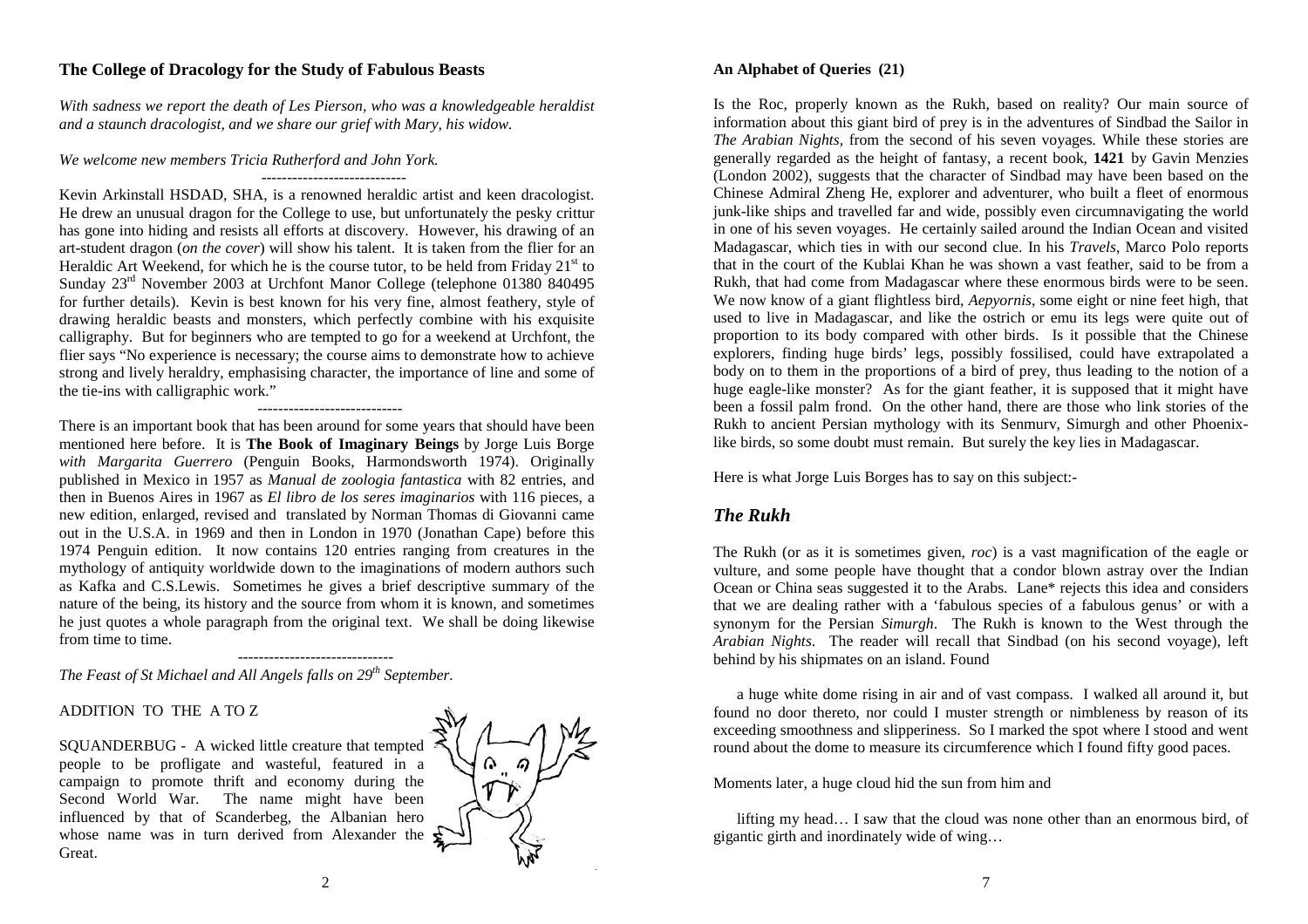## The College of Dracology for the Study of Fabulous Beasts

*With sadness we report the death of Les Pierson, who was a knowledgeable heraldist and a staunch dracologist, and we share our grief with Mary, his widow.*

*We welcome new members Tricia Rutherford and John York.*

----------------------------

Kevin Arkinstall HSDAD, SHA, is a renowned heraldic artist and keen dracologist. He drew an unusual dragon for the College to use, but unfortunately the pesky crittur has gone into hiding and resists all efforts at discovery. However, his drawing of an art-student dragon (*on the cover*) will show his talent. It is taken from the flier for an Heraldic Art Weekend, for which he is the course tutor, to be held from Friday 21st to Sunday 23rd November 2003 at Urchfont Manor College (telephone 01380 840495 for further details). Kevin is best known for his very fine, almost feathery, style of drawing heraldic beasts and monsters, which perfectly combine with his exquisite calligraphy. But for beginners who are tempted to go for a weekend at Urchfont, the flier says "No experience is necessary; the course aims to demonstrate how to achieve strong and lively heraldry, emphasising character, the importance of line and some of the tie-ins with calligraphic work."

----------------------------

There is an important book that has been around for some years that should have been mentioned here before. It is **The Book of Imaginary Beings** by Jorge Luis Borge *with Margarita Guerrero* (Penguin Books, Harmondsworth 1974). Originally published in Mexico in 1957 as *Manual de zoologia fantastica* with 82 entries, and then in Buenos Aires in 1967 as *El libro de los seres imaginarios* with 116 pieces, a new edition, enlarged, revised and translated by Norman Thomas di Giovanni came out in the U.S.A. in 1969 and then in London in 1970 (Jonathan Cape) before this 1974 Penguin edition. It now contains 120 entries ranging from creatures in the mythology of antiquity worldwide down to the imaginations of modern authors such as Kafka and C.S.Lewis. Sometimes he gives a brief descriptive summary of the nature of the being, its history and the source from whom it is known, and sometimes he just quotes a whole paragraph from the original text. We shall be doing likewise from time to time.

------------------------------

*The Feast of St Michael and All Angels falls on 29th September.*

ADDITION TO THE A TO Z

SQUANDERBUG - A wicked little creature that tempted people to be profligate and wasteful, featured in a campaign to promote thrift and economy during the Second World War. The name might have been influenced by that of Scanderbeg, the Albanian hero whose name was in turn derived from Alexander the Great.

#### An Alphabet of Queries (21)

Is the Roc, properly known as the Rukh, based on reality? Our main source of information about this giant bird of prey is in the adventures of Sindbad the Sailor in *The Arabian Nights*, from the second of his seven voyages. While these stories are generally regarded as the height of fantasy, a recent book, **1421** by Gavin Menzies (London 2002), suggests that the character of Sindbad may have been based on the Chinese Admiral Zheng He, explorer and adventurer, who built a fleet of enormous junk-like ships and travelled far and wide, possibly even circumnavigating the world in one of his seven voyages. He certainly sailed around the Indian Ocean and visited Madagascar, which ties in with our second clue. In his *Travels*, Marco Polo reports that in the court of the Kublai Khan he was shown a vast feather, said to be from a Rukh, that had come from Madagascar where these enormous birds were to be seen. We now know of a giant flightless bird, *Aepyornis*, some eight or nine feet high, that used to live in Madagascar, and like the ostrich or emu its legs were quite out of proportion to its body compared with other birds. Is it possible that the Chinese explorers, finding huge birds' legs, possibly fossilised, could have extrapolated a body on to them in the proportions of a bird of prey, thus leading to the notion of a huge eagle-like monster? As for the giant feather, it is supposed that it might have been a fossil palm frond. On the other hand, there are those who link stories of the Rukh to ancient Persian mythology with its Senmurv, Simurgh and other Phoenix-like birds, so some doubt must remain. But surely the key lies in Madagascar.

Here is what Jorge Luis Borges has to say on this subject:-

### *The Rukh*

The Rukh (or as it is sometimes given, *roc*) is a vast magnification of the eagle or vulture, and some people have thought that a condor blown astray over the Indian Ocean or China seas suggested it to the Arabs. Lane* rejects this idea and considers that we are dealing rather with a 'fabulous species of a fabulous genus' or with a synonym for the Persian *Simurgh*. The Rukh is known to the West through the *Arabian Nights*. The reader will recall that Sindbad (on his second voyage), left behind by his shipmates on an island. Found

> a huge white dome rising in air and of vast compass. I walked all around it, but found no door thereto, nor could I muster strength or nimbleness by reason of its exceeding smoothness and slipperiness. So I marked the spot where I stood and went round about the dome to measure its circumference which I found fifty good paces.

Moments later, a huge cloud hid the sun from him and

> lifting my head… I saw that the cloud was none other than an enormous bird, of gigantic girth and inordinately wide of wing…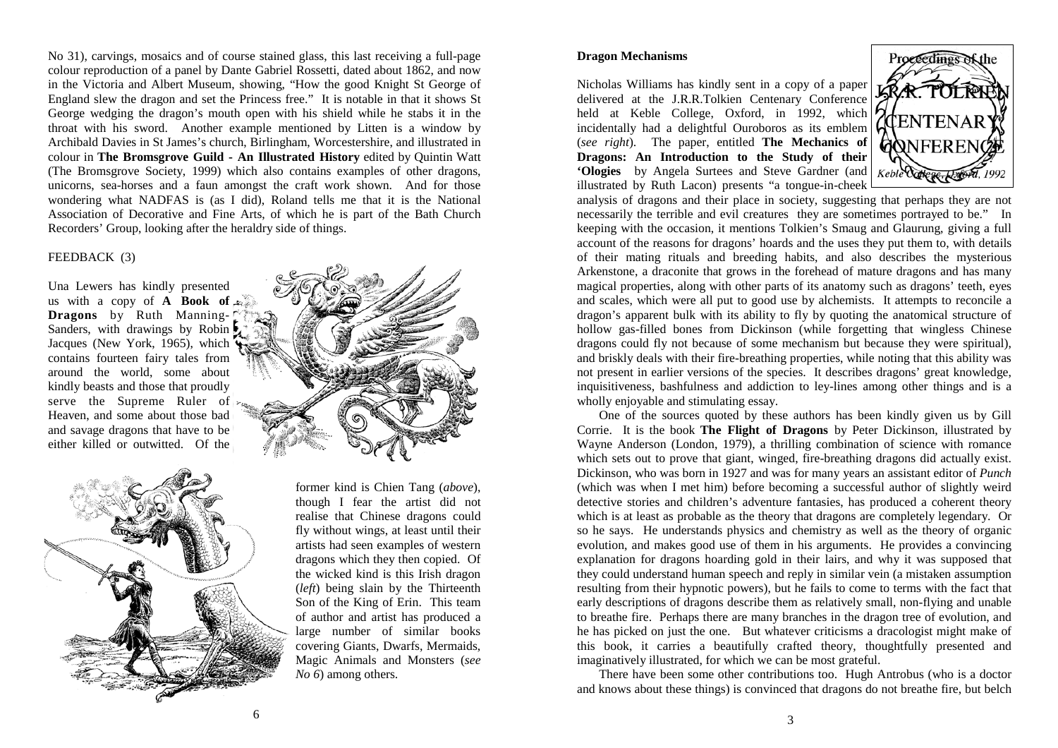No 31), carvings, mosaics and of course stained glass, this last receiving a full-page colour reproduction of a panel by Dante Gabriel Rossetti, dated about 1862, and now in the Victoria and Albert Museum, showing, "How the good Knight St George of England slew the dragon and set the Princess free." It is notable in that it shows St George wedging the dragon's mouth open with his shield while he stabs it in the throat with his sword. Another example mentioned by Litten is a window by Archibald Davies in St James's church, Birlingham, Worcestershire, and illustrated in colour in **The Bromsgrove Guild - An Illustrated History** edited by Quintin Watt (The Bromsgrove Society, 1999) which also contains examples of other dragons, unicorns, sea-horses and a faun amongst the craft work shown. And for those wondering what NADFAS is (as I did), Roland tells me that it is the National Association of Decorative and Fine Arts, of which he is part of the Bath Church Recorders' Group, looking after the heraldry side of things.

FEEDBACK (3)

Una Lewers has kindly presented us with a copy of **A Book of Dragons** by Ruth Manning-Sanders, with drawings by Robin Jacques (New York, 1965), which contains fourteen fairy tales from around the world, some about kindly beasts and those that proudly serve the Supreme Ruler of Heaven, and some about those bad and savage dragons that have to be either killed or outwitted. Of the former kind is Chien Tang (*above*), though I fear the artist did not realise that Chinese dragons could fly without wings, at least until their artists had seen examples of western dragons which they then copied. Of the wicked kind is this Irish dragon (*left*) being slain by the Thirteenth Son of the King of Erin. This team of author and artist has produced a large number of similar books covering Giants, Dwarfs, Mermaids, Magic Animals and Monsters (*see No 6*) among others.

**Dragon Mechanisms**

Nicholas Williams has kindly sent in a copy of a paper delivered at the J.R.R.Tolkien Centenary Conference held at Keble College, Oxford, in 1992, which incidentally had a delightful Ouroboros as its emblem (*see right*). The paper, entitled **The Mechanics of Dragons: An Introduction to the Study of their 'Ologies** by Angela Surtees and Steve Gardner (and illustrated by Ruth Lacon) presents "a tongue-in-cheek analysis of dragons and their place in society, suggesting that perhaps they are not necessarily the terrible and evil creatures they are sometimes portrayed to be." In keeping with the occasion, it mentions Tolkien's Smaug and Glaurung, giving a full account of the reasons for dragons' hoards and the uses they put them to, with details of their mating rituals and breeding habits, and also describes the mysterious Arkenstone, a draconite that grows in the forehead of mature dragons and has many magical properties, along with other parts of its anatomy such as dragons' teeth, eyes and scales, which were all put to good use by alchemists. It attempts to reconcile a dragon's apparent bulk with its ability to fly by quoting the anatomical structure of hollow gas-filled bones from Dickinson (while forgetting that wingless Chinese dragons could fly not because of some mechanism but because they were spiritual), and briskly deals with their fire-breathing properties, while noting that this ability was not present in earlier versions of the species. It describes dragons' great knowledge, inquisitiveness, bashfulness and addiction to ley-lines among other things and is a wholly enjoyable and stimulating essay.

One of the sources quoted by these authors has been kindly given us by Gill Corrie. It is the book **The Flight of Dragons** by Peter Dickinson, illustrated by Wayne Anderson (London, 1979), a thrilling combination of science with romance which sets out to prove that giant, winged, fire-breathing dragons did actually exist. Dickinson, who was born in 1927 and was for many years an assistant editor of *Punch* (which was when I met him) before becoming a successful author of slightly weird detective stories and children's adventure fantasies, has produced a coherent theory which is at least as probable as the theory that dragons are completely legendary. Or so he says. He understands physics and chemistry as well as the theory of organic evolution, and makes good use of them in his arguments. He provides a convincing explanation for dragons hoarding gold in their lairs, and why it was supposed that they could understand human speech and reply in similar vein (a mistaken assumption resulting from their hypnotic powers), but he fails to come to terms with the fact that early descriptions of dragons describe them as relatively small, non-flying and unable to breathe fire. Perhaps there are many branches in the dragon tree of evolution, and he has picked on just the one. But whatever criticisms a dracologist might make of this book, it carries a beautifully crafted theory, thoughtfully presented and imaginatively illustrated, for which we can be most grateful.

There have been some other contributions too. Hugh Antrobus (who is a doctor and knows about these things) is convinced that dragons do not breathe fire, but belch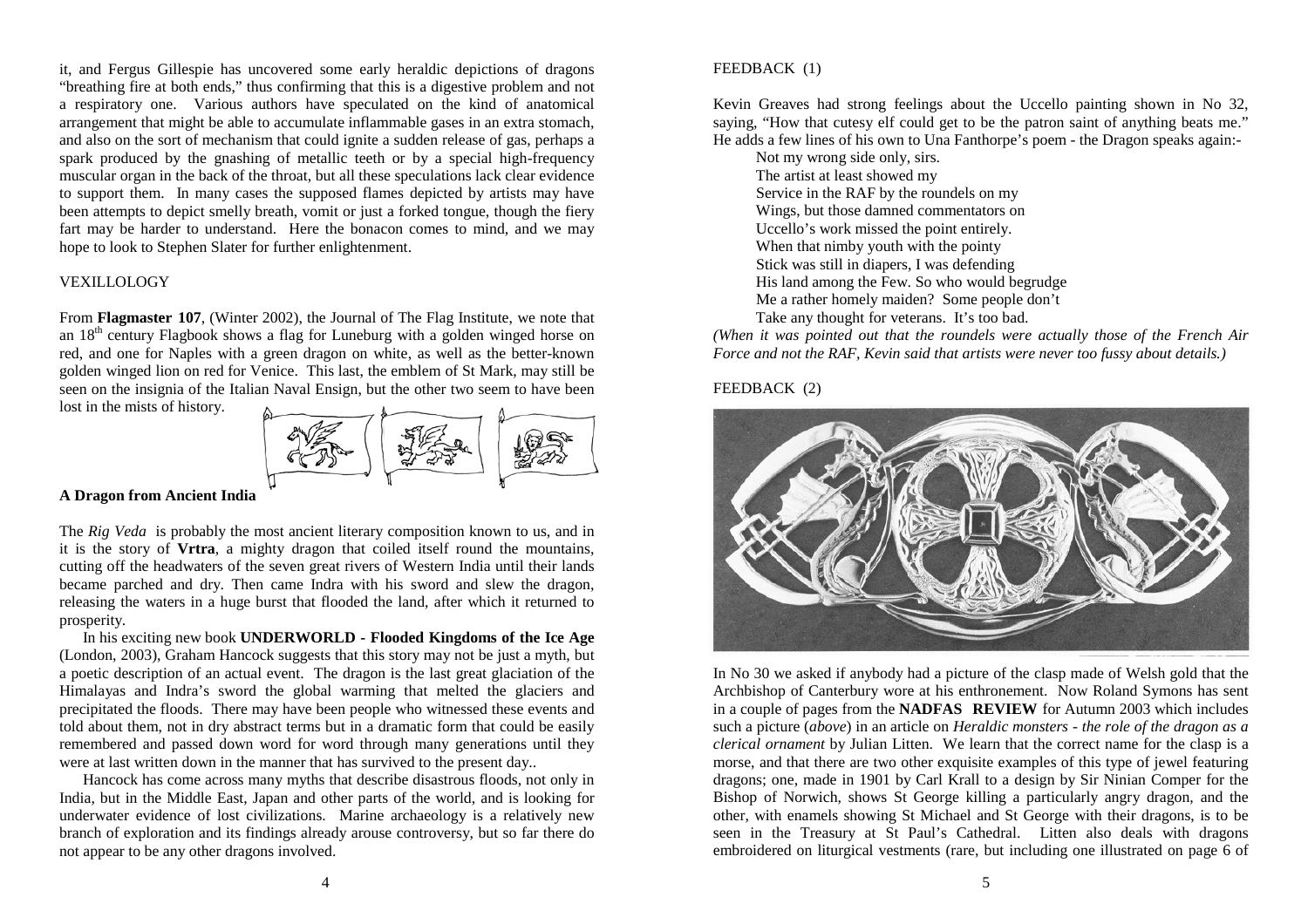it, and Fergus Gillespie has uncovered some early heraldic depictions of dragons "breathing fire at both ends," thus confirming that this is a digestive problem and not a respiratory one. Various authors have speculated on the kind of anatomical arrangement that might be able to accumulate inflammable gases in an extra stomach, and also on the sort of mechanism that could ignite a sudden release of gas, perhaps a spark produced by the gnashing of metallic teeth or by a special high-frequency muscular organ in the back of the throat, but all these speculations lack clear evidence to support them. In many cases the supposed flames depicted by artists may have been attempts to depict smelly breath, vomit or just a forked tongue, though the fiery fart may be harder to understand. Here the bonacon comes to mind, and we may hope to look to Stephen Slater for further enlightenment.

## VEXILLOLOGY

From **Flagmaster 107**, (Winter 2002), the Journal of The Flag Institute, we note that an 18th century Flagbook shows a flag for Luneburg with a golden winged horse on red, and one for Naples with a green dragon on white, as well as the better-known golden winged lion on red for Venice. This last, the emblem of St Mark, may still be seen on the insignia of the Italian Naval Ensign, but the other two seem to have been lost in the mists of history.

## A Dragon from Ancient India

The *Rig Veda* is probably the most ancient literary composition known to us, and in it is the story of **Vrtra**, a mighty dragon that coiled itself round the mountains, cutting off the headwaters of the seven great rivers of Western India until their lands became parched and dry. Then came Indra with his sword and slew the dragon, releasing the waters in a huge burst that flooded the land, after which it returned to prosperity.

In his exciting new book **UNDERWORLD - Flooded Kingdoms of the Ice Age** (London, 2003), Graham Hancock suggests that this story may not be just a myth, but a poetic description of an actual event. The dragon is the last great glaciation of the Himalayas and Indra's sword the global warming that melted the glaciers and precipitated the floods. There may have been people who witnessed these events and told about them, not in dry abstract terms but in a dramatic form that could be easily remembered and passed down word for word through many generations until they were at last written down in the manner that has survived to the present day..

Hancock has come across many myths that describe disastrous floods, not only in India, but in the Middle East, Japan and other parts of the world, and is looking for underwater evidence of lost civilizations. Marine archaeology is a relatively new branch of exploration and its findings already arouse controversy, but so far there do not appear to be any other dragons involved.

## FEEDBACK (1)

Kevin Greaves had strong feelings about the Uccello painting shown in No 32, saying, "How that cutesy elf could get to be the patron saint of anything beats me." He adds a few lines of his own to Una Fanthorpe's poem - the Dragon speaks again:-

Not my wrong side only, sirs.
The artist at least showed my
Service in the RAF by the roundels on my
Wings, but those damned commentators on
Uccello's work missed the point entirely.
When that nimby youth with the pointy
Stick was still in diapers, I was defending
His land among the Few. So who would begrudge
Me a rather homely maiden? Some people don't
Take any thought for veterans. It's too bad.

*(When it was pointed out that the roundels were actually those of the French Air Force and not the RAF, Kevin said that artists were never too fussy about details.)*

## FEEDBACK (2)

In No 30 we asked if anybody had a picture of the clasp made of Welsh gold that the Archbishop of Canterbury wore at his enthronement. Now Roland Symons has sent in a couple of pages from the **NADFAS REVIEW** for Autumn 2003 which includes such a picture (*above*) in an article on *Heraldic monsters - the role of the dragon as a clerical ornament* by Julian Litten. We learn that the correct name for the clasp is a morse, and that there are two other exquisite examples of this type of jewel featuring dragons; one, made in 1901 by Carl Krall to a design by Sir Ninian Comper for the Bishop of Norwich, shows St George killing a particularly angry dragon, and the other, with enamels showing St Michael and St George with their dragons, is to be seen in the Treasury at St Paul's Cathedral. Litten also deals with dragons embroidered on liturgical vestments (rare, but including one illustrated on page 6 of